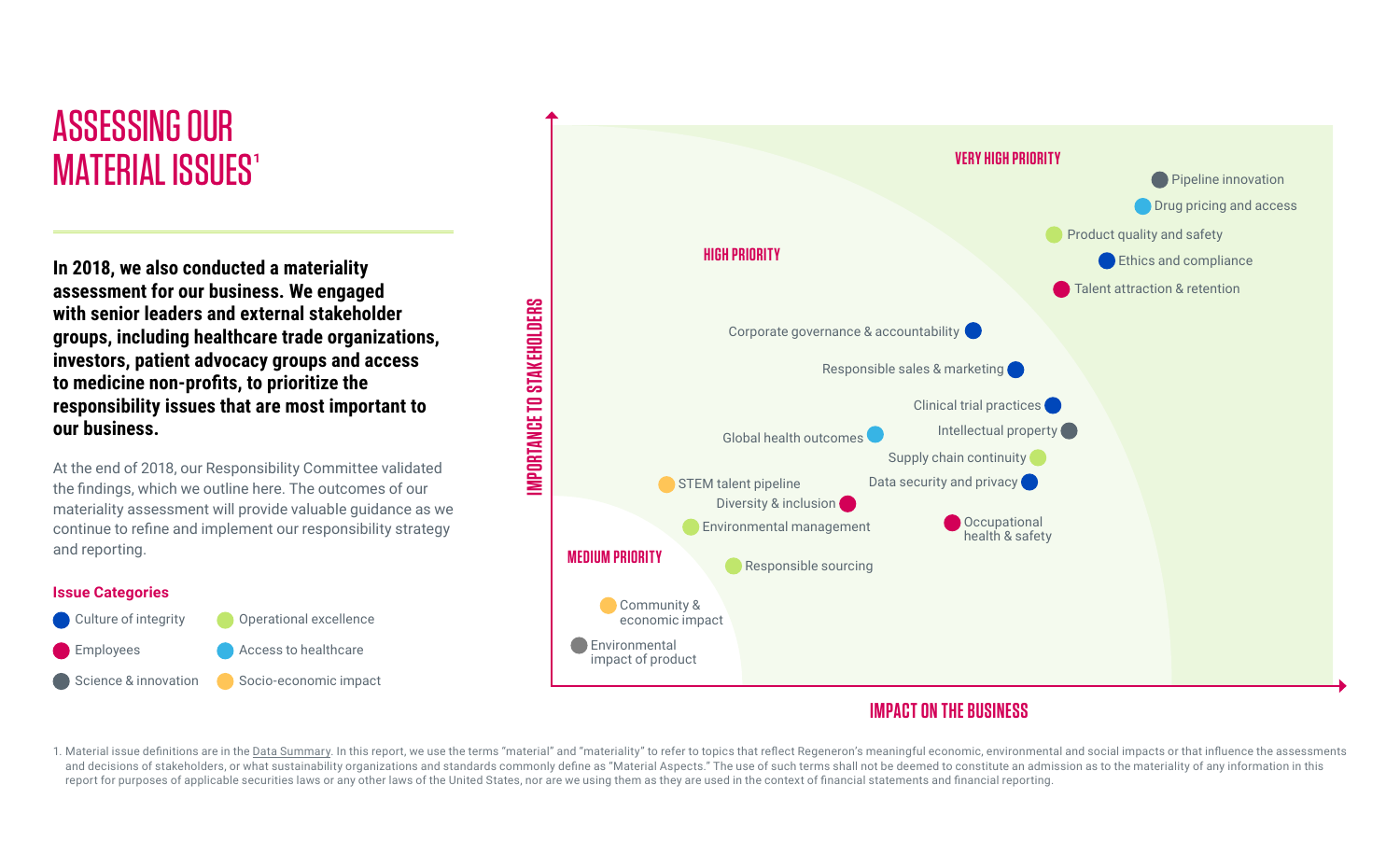# ASSESSING OUR MATERIAL ISSUES[1]

**In 2018, we also conducted a materiality assessment for our business. We engaged with senior leaders and external stakeholder groups, including healthcare trade organizations, investors, patient advocacy groups and access to medicine non-profits, to prioritize the responsibility issues that are most important to our business.**

At the end of 2018, our Responsibility Committee validated the findings, which we outline here. The outcomes of our materiality assessment will provide valuable guidance as we continue to refine and implement our responsibility strategy and reporting.

**Issue Categories**

- Culture of integrity
- Employees
- Science & innovation
- Operational excellence
- Access to healthcare
- Socio-economic impact

IMPORTANCE TO STAKEHOLDERS

IMPACT ON THE BUSINESS

**VERY HIGH PRIORITY**

- Pipeline innovation
- Drug pricing and access
- Product quality and safety
- Ethics and compliance
- Talent attraction & retention

**HIGH PRIORITY**

- Corporate governance & accountability
- Responsible sales & marketing
- Clinical trial practices
- Global health outcomes
- Intellectual property
- Supply chain continuity
- STEM talent pipeline
- Data security and privacy
- Diversity & inclusion
- Environmental management
- Occupational health & safety
- Responsible sourcing

**MEDIUM PRIORITY**

- Community & economic impact
- Environmental impact of product

1. Material issue definitions are in the Data Summary. In this report, we use the terms "material" and "materiality" to refer to topics that reflect Regeneron's meaningful economic, environmental and social impacts or that influence the assessments and decisions of stakeholders, or what sustainability organizations and standards commonly define as "Material Aspects." The use of such terms shall not be deemed to constitute an admission as to the materiality of any information in this report for purposes of applicable securities laws or any other laws of the United States, nor are we using them as they are used in the context of financial statements and financial reporting.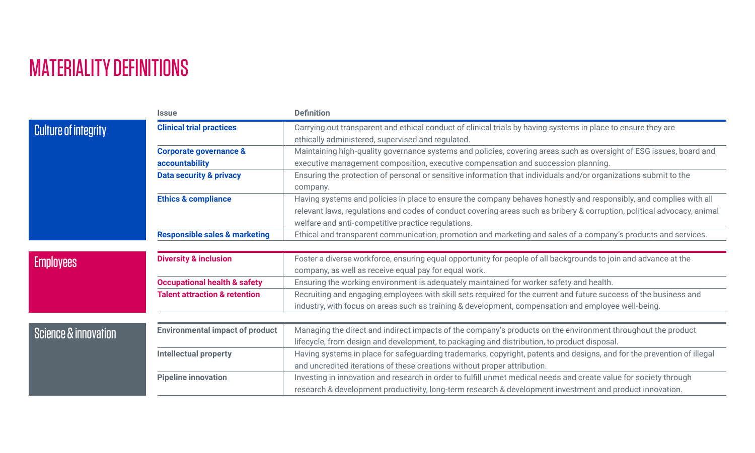# MATERIALITY DEFINITIONS

| | Issue | Definition |
| --- | --- | --- |
| **Culture of integrity** | **Clinical trial practices** | Carrying out transparent and ethical conduct of clinical trials by having systems in place to ensure they are ethically administered, supervised and regulated. |
| | **Corporate governance & accountability** | Maintaining high-quality governance systems and policies, covering areas such as oversight of ESG issues, board and executive management composition, executive compensation and succession planning. |
| | **Data security & privacy** | Ensuring the protection of personal or sensitive information that individuals and/or organizations submit to the company. |
| | **Ethics & compliance** | Having systems and policies in place to ensure the company behaves honestly and responsibly, and complies with all relevant laws, regulations and codes of conduct covering areas such as bribery & corruption, political advocacy, animal welfare and anti-competitive practice regulations. |
| | **Responsible sales & marketing** | Ethical and transparent communication, promotion and marketing and sales of a company's products and services. |
| **Employees** | **Diversity & inclusion** | Foster a diverse workforce, ensuring equal opportunity for people of all backgrounds to join and advance at the company, as well as receive equal pay for equal work. |
| | **Occupational health & safety** | Ensuring the working environment is adequately maintained for worker safety and health. |
| | **Talent attraction & retention** | Recruiting and engaging employees with skill sets required for the current and future success of the business and industry, with focus on areas such as training & development, compensation and employee well-being. |
| **Science & innovation** | **Environmental impact of product** | Managing the direct and indirect impacts of the company's products on the environment throughout the product lifecycle, from design and development, to packaging and distribution, to product disposal. |
| | **Intellectual property** | Having systems in place for safeguarding trademarks, copyright, patents and designs, and for the prevention of illegal and uncredited iterations of these creations without proper attribution. |
| | **Pipeline innovation** | Investing in innovation and research in order to fulfill unmet medical needs and create value for society through research & development productivity, long-term research & development investment and product innovation. |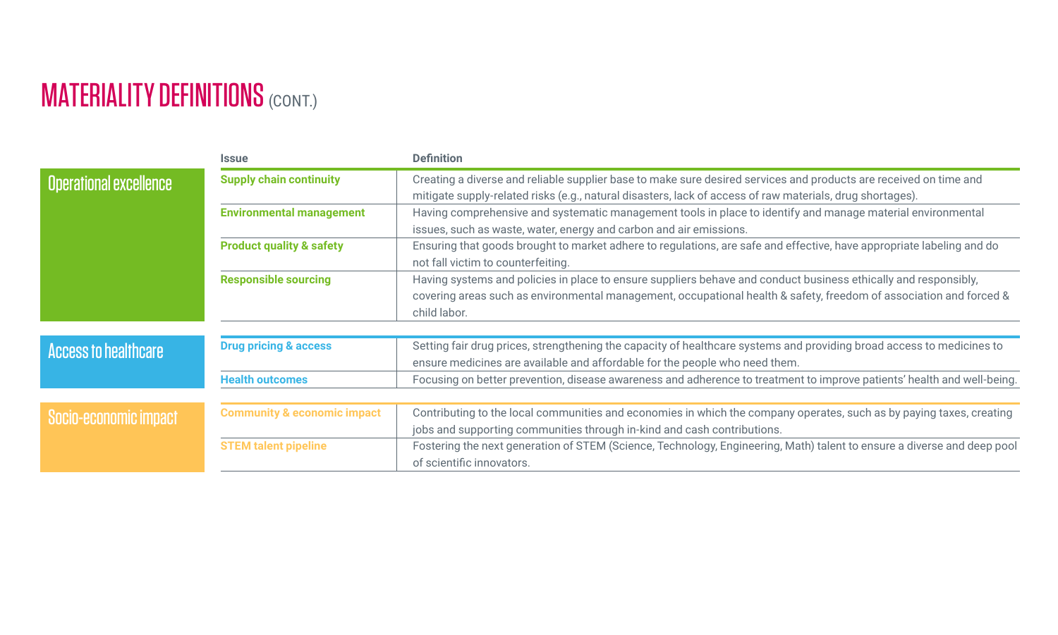# MATERIALITY DEFINITIONS (CONT.)

| | Issue | Definition |
|---|---|---|
| Operational excellence | **Supply chain continuity** | Creating a diverse and reliable supplier base to make sure desired services and products are received on time and mitigate supply-related risks (e.g., natural disasters, lack of access of raw materials, drug shortages). |
| | **Environmental management** | Having comprehensive and systematic management tools in place to identify and manage material environmental issues, such as waste, water, energy and carbon and air emissions. |
| | **Product quality & safety** | Ensuring that goods brought to market adhere to regulations, are safe and effective, have appropriate labeling and do not fall victim to counterfeiting. |
| | **Responsible sourcing** | Having systems and policies in place to ensure suppliers behave and conduct business ethically and responsibly, covering areas such as environmental management, occupational health & safety, freedom of association and forced & child labor. |
| Access to healthcare | **Drug pricing & access** | Setting fair drug prices, strengthening the capacity of healthcare systems and providing broad access to medicines to ensure medicines are available and affordable for the people who need them. |
| | **Health outcomes** | Focusing on better prevention, disease awareness and adherence to treatment to improve patients' health and well-being. |
| Socio-economic impact | **Community & economic impact** | Contributing to the local communities and economies in which the company operates, such as by paying taxes, creating jobs and supporting communities through in-kind and cash contributions. |
| | **STEM talent pipeline** | Fostering the next generation of STEM (Science, Technology, Engineering, Math) talent to ensure a diverse and deep pool of scientific innovators. |